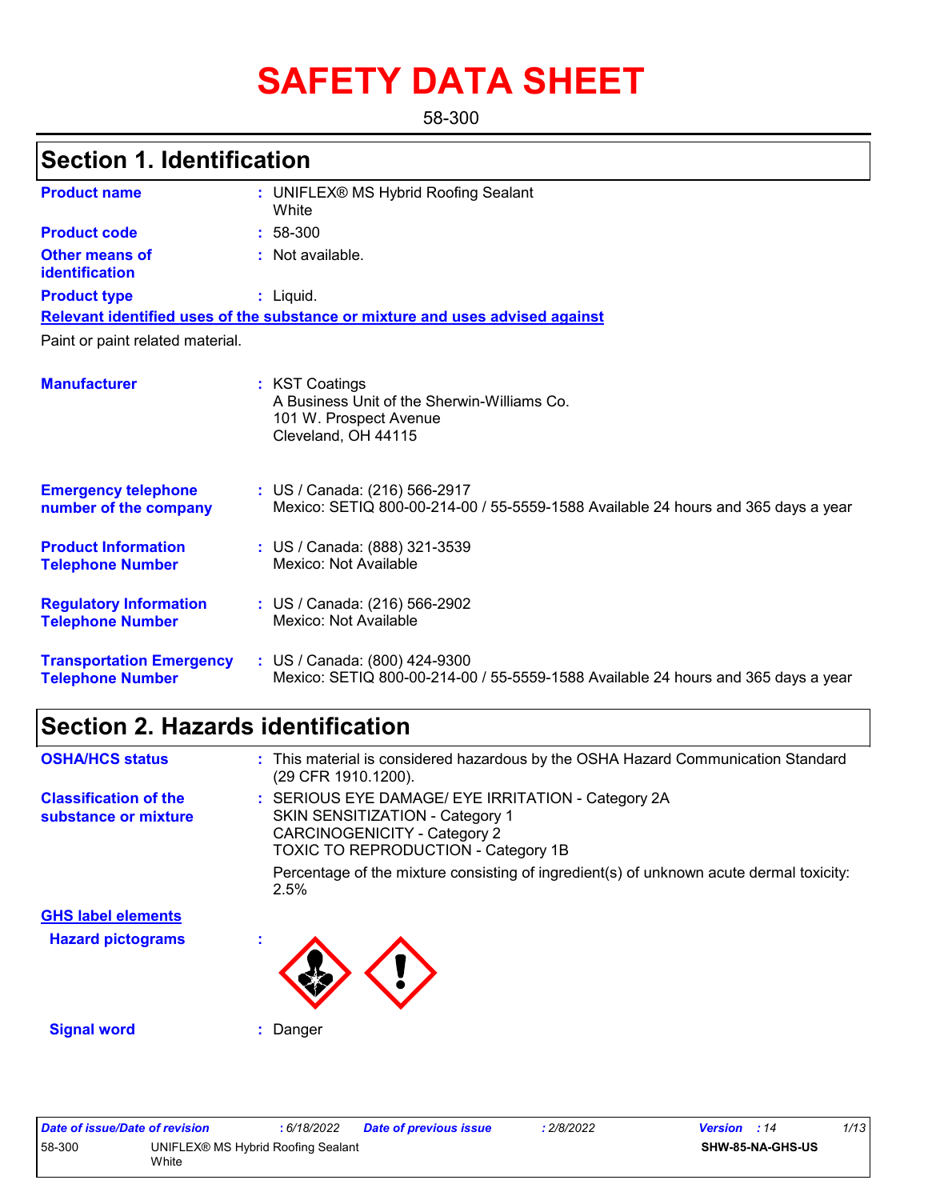# SAFETY DATA SHEET

58-300

## Section 1. Identification

| | |
|---|---|
| **Product name** | : UNIFLEX® MS Hybrid Roofing Sealant White |
| **Product code** | : 58-300 |
| **Other means of identification** | : Not available. |
| **Product type** | : Liquid. |

**Relevant identified uses of the substance or mixture and uses advised against**

Paint or paint related material.

| | |
|---|---|
| **Manufacturer** | : KST Coatings<br>A Business Unit of the Sherwin-Williams Co.<br>101 W. Prospect Avenue<br>Cleveland, OH 44115 |
| **Emergency telephone number of the company** | : US / Canada: (216) 566-2917<br>Mexico: SETIQ 800-00-214-00 / 55-5559-1588 Available 24 hours and 365 days a year |
| **Product Information Telephone Number** | : US / Canada: (888) 321-3539<br>Mexico: Not Available |
| **Regulatory Information Telephone Number** | : US / Canada: (216) 566-2902<br>Mexico: Not Available |
| **Transportation Emergency Telephone Number** | : US / Canada: (800) 424-9300<br>Mexico: SETIQ 800-00-214-00 / 55-5559-1588 Available 24 hours and 365 days a year |

## Section 2. Hazards identification

| | |
|---|---|
| **OSHA/HCS status** | : This material is considered hazardous by the OSHA Hazard Communication Standard (29 CFR 1910.1200). |
| **Classification of the substance or mixture** | : SERIOUS EYE DAMAGE/ EYE IRRITATION - Category 2A<br>SKIN SENSITIZATION - Category 1<br>CARCINOGENICITY - Category 2<br>TOXIC TO REPRODUCTION - Category 1B<br><br>Percentage of the mixture consisting of ingredient(s) of unknown acute dermal toxicity: 2.5% |

**GHS label elements**

**Hazard pictograms** :

**Signal word** : Danger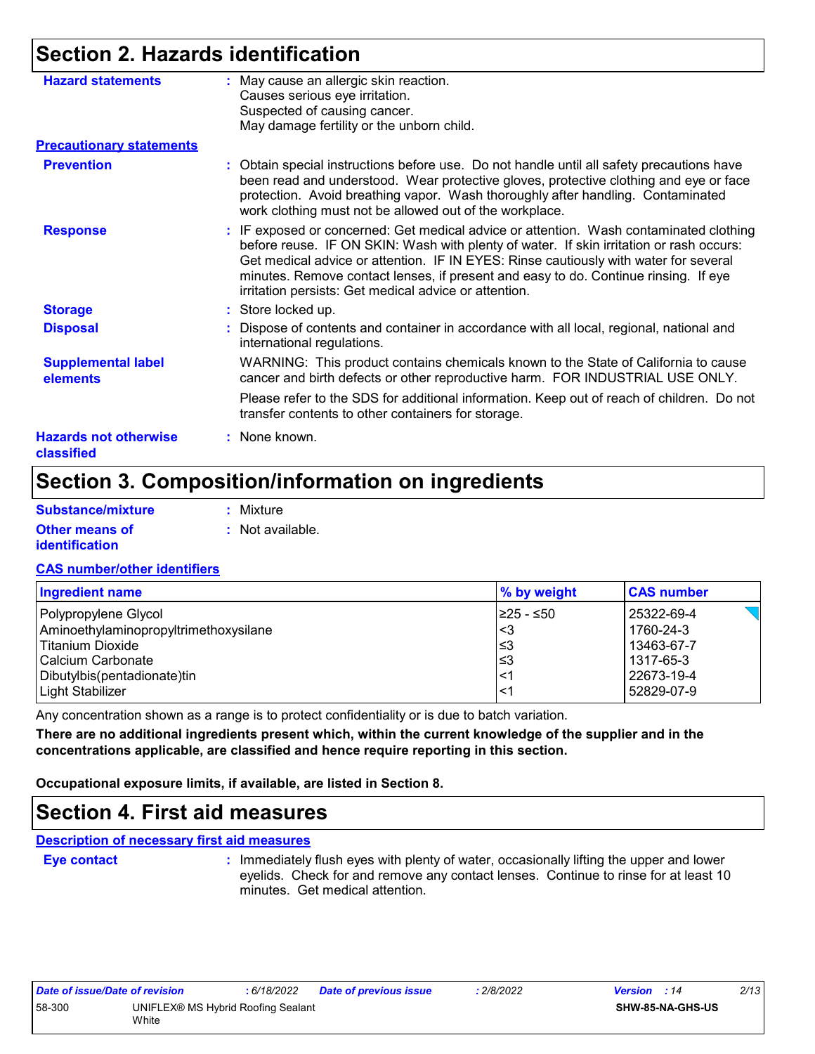## Section 2. Hazards identification

**Hazard statements** : May cause an allergic skin reaction.
Causes serious eye irritation.
Suspected of causing cancer.
May damage fertility or the unborn child.

**Precautionary statements**

**Prevention** : Obtain special instructions before use. Do not handle until all safety precautions have been read and understood. Wear protective gloves, protective clothing and eye or face protection. Avoid breathing vapor. Wash thoroughly after handling. Contaminated work clothing must not be allowed out of the workplace.

**Response** : IF exposed or concerned: Get medical advice or attention. Wash contaminated clothing before reuse. IF ON SKIN: Wash with plenty of water. If skin irritation or rash occurs: Get medical advice or attention. IF IN EYES: Rinse cautiously with water for several minutes. Remove contact lenses, if present and easy to do. Continue rinsing. If eye irritation persists: Get medical advice or attention.

**Storage** : Store locked up.

**Disposal** : Dispose of contents and container in accordance with all local, regional, national and international regulations.

**Supplemental label elements** WARNING: This product contains chemicals known to the State of California to cause cancer and birth defects or other reproductive harm. FOR INDUSTRIAL USE ONLY.

Please refer to the SDS for additional information. Keep out of reach of children. Do not transfer contents to other containers for storage.

**Hazards not otherwise classified** : None known.

## Section 3. Composition/information on ingredients

**Substance/mixture** : Mixture

**Other means of identification** : Not available.

**CAS number/other identifiers**

| Ingredient name | % by weight | CAS number |
|---|---|---|
| Polypropylene Glycol | ≥25 - ≤50 | 25322-69-4 |
| Aminoethylaminopropyltrimethoxysilane | <3 | 1760-24-3 |
| Titanium Dioxide | ≤3 | 13463-67-7 |
| Calcium Carbonate | ≤3 | 1317-65-3 |
| Dibutylbis(pentadionate)tin | <1 | 22673-19-4 |
| Light Stabilizer | <1 | 52829-07-9 |

Any concentration shown as a range is to protect confidentiality or is due to batch variation.

**There are no additional ingredients present which, within the current knowledge of the supplier and in the concentrations applicable, are classified and hence require reporting in this section.**

**Occupational exposure limits, if available, are listed in Section 8.**

## Section 4. First aid measures

**Description of necessary first aid measures**

**Eye contact** : Immediately flush eyes with plenty of water, occasionally lifting the upper and lower eyelids. Check for and remove any contact lenses. Continue to rinse for at least 10 minutes. Get medical attention.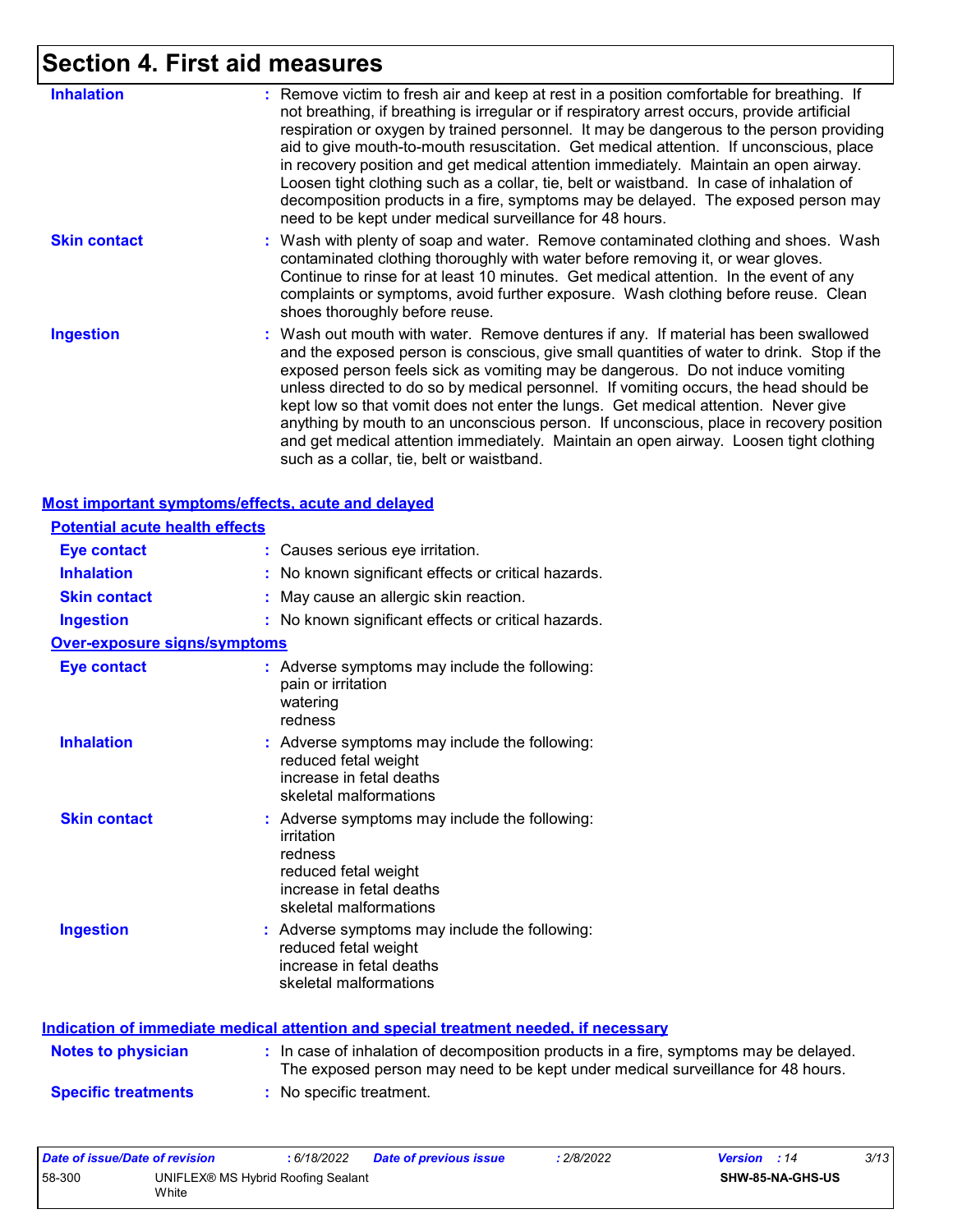# Section 4. First aid measures

**Inhalation** : Remove victim to fresh air and keep at rest in a position comfortable for breathing. If not breathing, if breathing is irregular or if respiratory arrest occurs, provide artificial respiration or oxygen by trained personnel. It may be dangerous to the person providing aid to give mouth-to-mouth resuscitation. Get medical attention. If unconscious, place in recovery position and get medical attention immediately. Maintain an open airway. Loosen tight clothing such as a collar, tie, belt or waistband. In case of inhalation of decomposition products in a fire, symptoms may be delayed. The exposed person may need to be kept under medical surveillance for 48 hours.

**Skin contact** : Wash with plenty of soap and water. Remove contaminated clothing and shoes. Wash contaminated clothing thoroughly with water before removing it, or wear gloves. Continue to rinse for at least 10 minutes. Get medical attention. In the event of any complaints or symptoms, avoid further exposure. Wash clothing before reuse. Clean shoes thoroughly before reuse.

**Ingestion** : Wash out mouth with water. Remove dentures if any. If material has been swallowed and the exposed person is conscious, give small quantities of water to drink. Stop if the exposed person feels sick as vomiting may be dangerous. Do not induce vomiting unless directed to do so by medical personnel. If vomiting occurs, the head should be kept low so that vomit does not enter the lungs. Get medical attention. Never give anything by mouth to an unconscious person. If unconscious, place in recovery position and get medical attention immediately. Maintain an open airway. Loosen tight clothing such as a collar, tie, belt or waistband.

## Most important symptoms/effects, acute and delayed

### Potential acute health effects

**Eye contact** : Causes serious eye irritation.

**Inhalation** : No known significant effects or critical hazards.

**Skin contact** : May cause an allergic skin reaction.

**Ingestion** : No known significant effects or critical hazards.

### Over-exposure signs/symptoms

**Eye contact** : Adverse symptoms may include the following:
pain or irritation
watering
redness

**Inhalation** : Adverse symptoms may include the following:
reduced fetal weight
increase in fetal deaths
skeletal malformations

**Skin contact** : Adverse symptoms may include the following:
irritation
redness
reduced fetal weight
increase in fetal deaths
skeletal malformations

**Ingestion** : Adverse symptoms may include the following:
reduced fetal weight
increase in fetal deaths
skeletal malformations

## Indication of immediate medical attention and special treatment needed, if necessary

**Notes to physician** : In case of inhalation of decomposition products in a fire, symptoms may be delayed. The exposed person may need to be kept under medical surveillance for 48 hours.

**Specific treatments** : No specific treatment.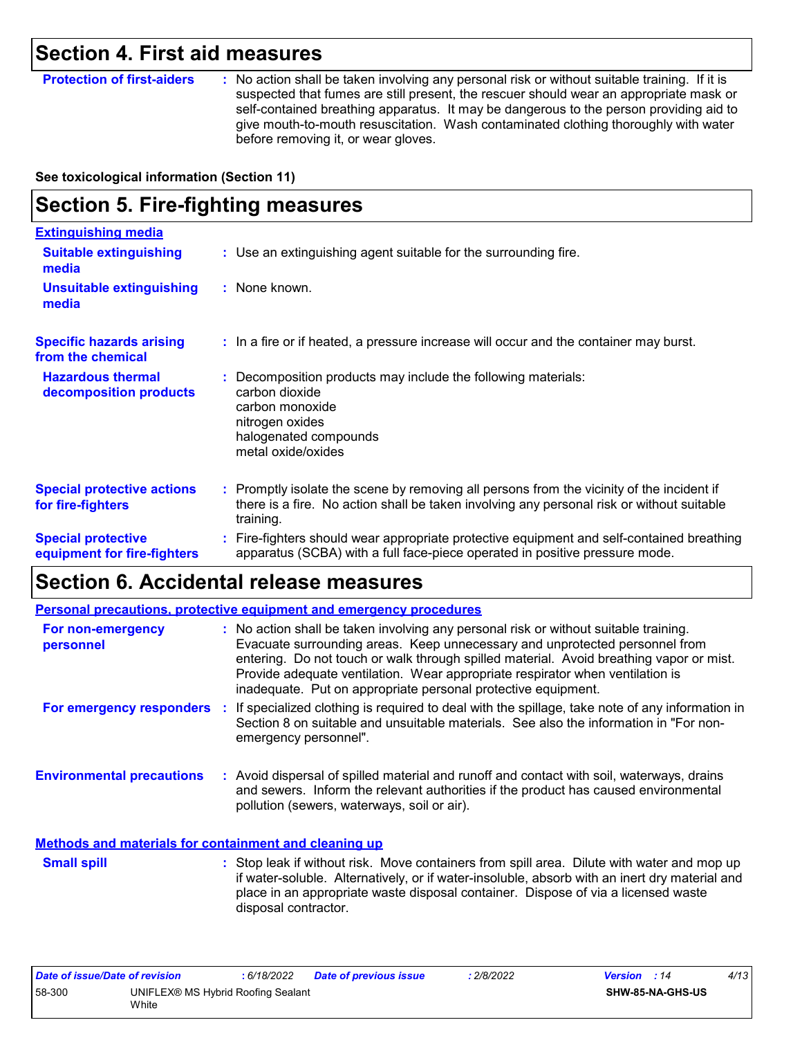## Section 4. First aid measures

**Protection of first-aiders** : No action shall be taken involving any personal risk or without suitable training. If it is suspected that fumes are still present, the rescuer should wear an appropriate mask or self-contained breathing apparatus. It may be dangerous to the person providing aid to give mouth-to-mouth resuscitation. Wash contaminated clothing thoroughly with water before removing it, or wear gloves.

**See toxicological information (Section 11)**

## Section 5. Fire-fighting measures

**Extinguishing media**

**Suitable extinguishing media** : Use an extinguishing agent suitable for the surrounding fire.

**Unsuitable extinguishing media** : None known.

**Specific hazards arising from the chemical** : In a fire or if heated, a pressure increase will occur and the container may burst.

**Hazardous thermal decomposition products** : Decomposition products may include the following materials:
carbon dioxide
carbon monoxide
nitrogen oxides
halogenated compounds
metal oxide/oxides

**Special protective actions for fire-fighters** : Promptly isolate the scene by removing all persons from the vicinity of the incident if there is a fire. No action shall be taken involving any personal risk or without suitable training.

**Special protective equipment for fire-fighters** : Fire-fighters should wear appropriate protective equipment and self-contained breathing apparatus (SCBA) with a full face-piece operated in positive pressure mode.

## Section 6. Accidental release measures

**Personal precautions, protective equipment and emergency procedures**

**For non-emergency personnel** : No action shall be taken involving any personal risk or without suitable training. Evacuate surrounding areas. Keep unnecessary and unprotected personnel from entering. Do not touch or walk through spilled material. Avoid breathing vapor or mist. Provide adequate ventilation. Wear appropriate respirator when ventilation is inadequate. Put on appropriate personal protective equipment.

**For emergency responders** : If specialized clothing is required to deal with the spillage, take note of any information in Section 8 on suitable and unsuitable materials. See also the information in "For non-emergency personnel".

**Environmental precautions** : Avoid dispersal of spilled material and runoff and contact with soil, waterways, drains and sewers. Inform the relevant authorities if the product has caused environmental pollution (sewers, waterways, soil or air).

**Methods and materials for containment and cleaning up**

**Small spill** : Stop leak if without risk. Move containers from spill area. Dilute with water and mop up if water-soluble. Alternatively, or if water-insoluble, absorb with an inert dry material and place in an appropriate waste disposal container. Dispose of via a licensed waste disposal contractor.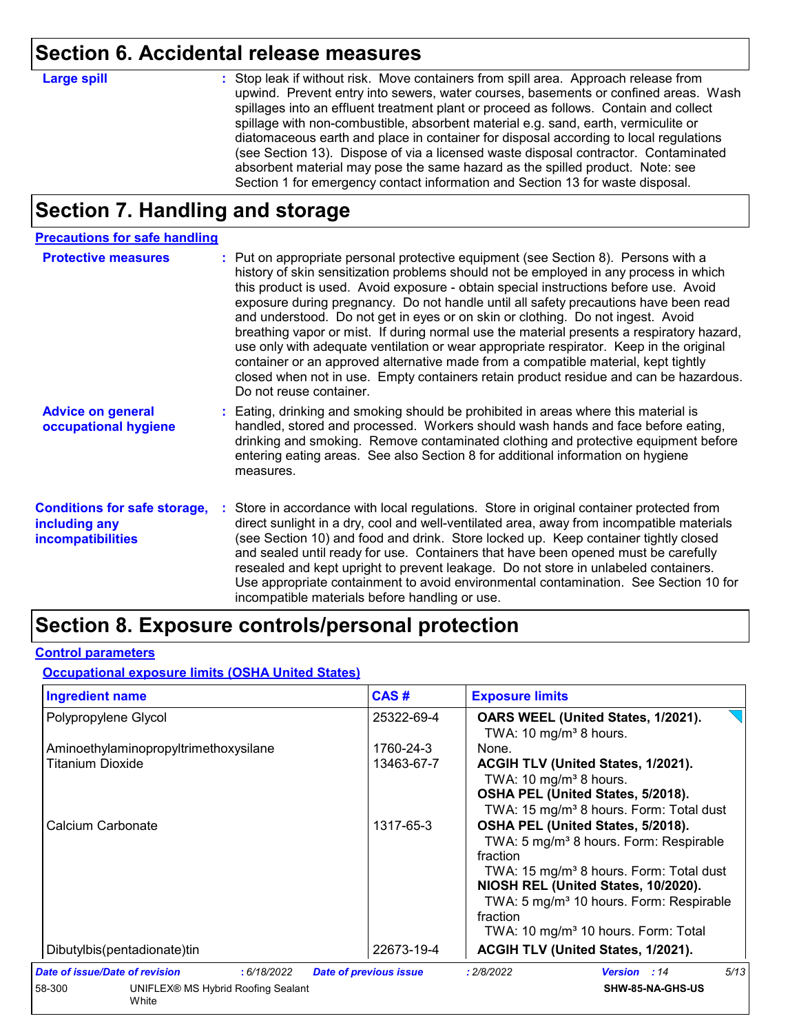## Section 6. Accidental release measures

**Large spill** : Stop leak if without risk. Move containers from spill area. Approach release from upwind. Prevent entry into sewers, water courses, basements or confined areas. Wash spillages into an effluent treatment plant or proceed as follows. Contain and collect spillage with non-combustible, absorbent material e.g. sand, earth, vermiculite or diatomaceous earth and place in container for disposal according to local regulations (see Section 13). Dispose of via a licensed waste disposal contractor. Contaminated absorbent material may pose the same hazard as the spilled product. Note: see Section 1 for emergency contact information and Section 13 for waste disposal.

## Section 7. Handling and storage

### Precautions for safe handling

**Protective measures** : Put on appropriate personal protective equipment (see Section 8). Persons with a history of skin sensitization problems should not be employed in any process in which this product is used. Avoid exposure - obtain special instructions before use. Avoid exposure during pregnancy. Do not handle until all safety precautions have been read and understood. Do not get in eyes or on skin or clothing. Do not ingest. Avoid breathing vapor or mist. If during normal use the material presents a respiratory hazard, use only with adequate ventilation or wear appropriate respirator. Keep in the original container or an approved alternative made from a compatible material, kept tightly closed when not in use. Empty containers retain product residue and can be hazardous. Do not reuse container.

**Advice on general occupational hygiene** : Eating, drinking and smoking should be prohibited in areas where this material is handled, stored and processed. Workers should wash hands and face before eating, drinking and smoking. Remove contaminated clothing and protective equipment before entering eating areas. See also Section 8 for additional information on hygiene measures.

**Conditions for safe storage, including any incompatibilities** : Store in accordance with local regulations. Store in original container protected from direct sunlight in a dry, cool and well-ventilated area, away from incompatible materials (see Section 10) and food and drink. Store locked up. Keep container tightly closed and sealed until ready for use. Containers that have been opened must be carefully resealed and kept upright to prevent leakage. Do not store in unlabeled containers. Use appropriate containment to avoid environmental contamination. See Section 10 for incompatible materials before handling or use.

## Section 8. Exposure controls/personal protection

### Control parameters

#### Occupational exposure limits (OSHA United States)

| Ingredient name | CAS # | Exposure limits |
|---|---|---|
| Polypropylene Glycol | 25322-69-4 | **OARS WEEL (United States, 1/2021).**<br>TWA: 10 mg/m³ 8 hours. |
| Aminoethylaminopropyltrimethoxysilane | 1760-24-3 | None. |
| Titanium Dioxide | 13463-67-7 | **ACGIH TLV (United States, 1/2021).**<br>TWA: 10 mg/m³ 8 hours.<br>**OSHA PEL (United States, 5/2018).**<br>TWA: 15 mg/m³ 8 hours. Form: Total dust |
| Calcium Carbonate | 1317-65-3 | **OSHA PEL (United States, 5/2018).**<br>TWA: 5 mg/m³ 8 hours. Form: Respirable fraction<br>TWA: 15 mg/m³ 8 hours. Form: Total dust<br>**NIOSH REL (United States, 10/2020).**<br>TWA: 5 mg/m³ 10 hours. Form: Respirable fraction<br>TWA: 10 mg/m³ 10 hours. Form: Total |
| Dibutylbis(pentadionate)tin | 22673-19-4 | **ACGIH TLV (United States, 1/2021).** |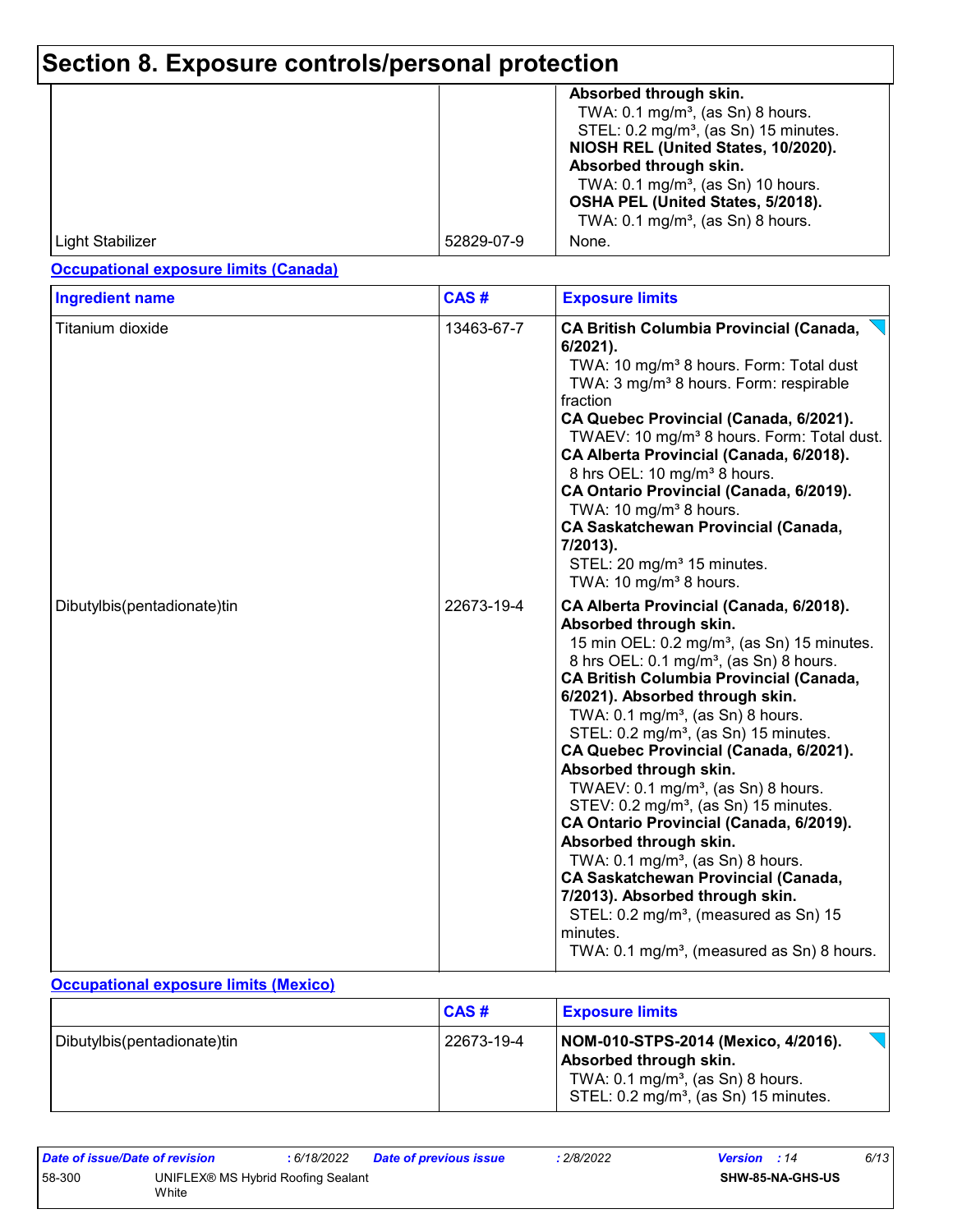# Section 8. Exposure controls/personal protection

| | | |
|---|---|---|
| | | **Absorbed through skin.**<br>TWA: 0.1 mg/m³, (as Sn) 8 hours.<br>STEL: 0.2 mg/m³, (as Sn) 15 minutes.<br>**NIOSH REL (United States, 10/2020). Absorbed through skin.**<br>TWA: 0.1 mg/m³, (as Sn) 10 hours.<br>**OSHA PEL (United States, 5/2018).**<br>TWA: 0.1 mg/m³, (as Sn) 8 hours. |
| Light Stabilizer | 52829-07-9 | None. |

**Occupational exposure limits (Canada)**

| Ingredient name | CAS # | Exposure limits |
|---|---|---|
| Titanium dioxide | 13463-67-7 | **CA British Columbia Provincial (Canada, 6/2021).**<br>TWA: 10 mg/m³ 8 hours. Form: Total dust<br>TWA: 3 mg/m³ 8 hours. Form: respirable fraction<br>**CA Quebec Provincial (Canada, 6/2021).**<br>TWAEV: 10 mg/m³ 8 hours. Form: Total dust.<br>**CA Alberta Provincial (Canada, 6/2018).**<br>8 hrs OEL: 10 mg/m³ 8 hours.<br>**CA Ontario Provincial (Canada, 6/2019).**<br>TWA: 10 mg/m³ 8 hours.<br>**CA Saskatchewan Provincial (Canada, 7/2013).**<br>STEL: 20 mg/m³ 15 minutes.<br>TWA: 10 mg/m³ 8 hours. |
| Dibutylbis(pentadionate)tin | 22673-19-4 | **CA Alberta Provincial (Canada, 6/2018). Absorbed through skin.**<br>15 min OEL: 0.2 mg/m³, (as Sn) 15 minutes.<br>8 hrs OEL: 0.1 mg/m³, (as Sn) 8 hours.<br>**CA British Columbia Provincial (Canada, 6/2021). Absorbed through skin.**<br>TWA: 0.1 mg/m³, (as Sn) 8 hours.<br>STEL: 0.2 mg/m³, (as Sn) 15 minutes.<br>**CA Quebec Provincial (Canada, 6/2021). Absorbed through skin.**<br>TWAEV: 0.1 mg/m³, (as Sn) 8 hours.<br>STEV: 0.2 mg/m³, (as Sn) 15 minutes.<br>**CA Ontario Provincial (Canada, 6/2019). Absorbed through skin.**<br>TWA: 0.1 mg/m³, (as Sn) 8 hours.<br>**CA Saskatchewan Provincial (Canada, 7/2013). Absorbed through skin.**<br>STEL: 0.2 mg/m³, (measured as Sn) 15 minutes.<br>TWA: 0.1 mg/m³, (measured as Sn) 8 hours. |

**Occupational exposure limits (Mexico)**

| | CAS # | Exposure limits |
|---|---|---|
| Dibutylbis(pentadionate)tin | 22673-19-4 | **NOM-010-STPS-2014 (Mexico, 4/2016). Absorbed through skin.**<br>TWA: 0.1 mg/m³, (as Sn) 8 hours.<br>STEL: 0.2 mg/m³, (as Sn) 15 minutes. |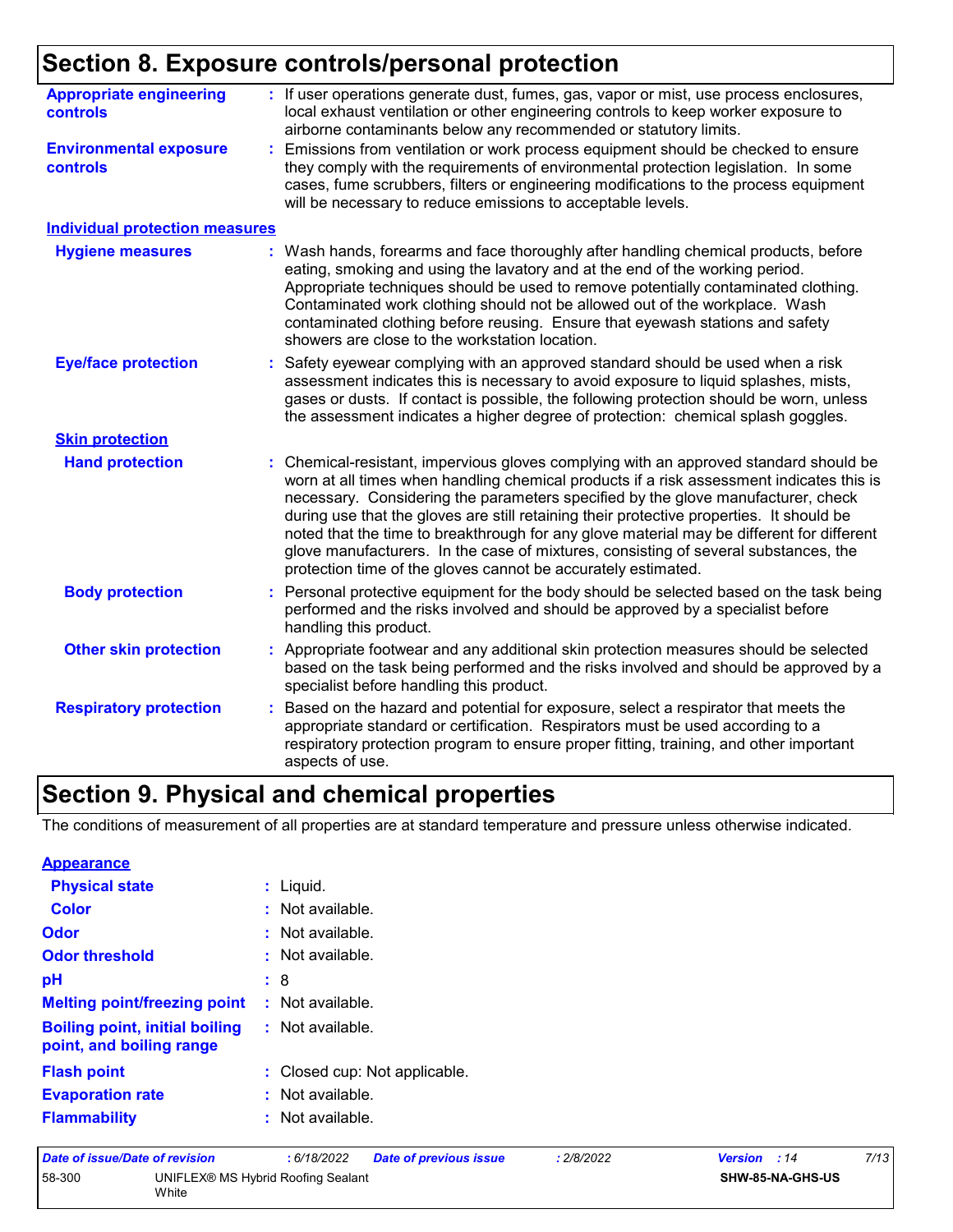## Section 8. Exposure controls/personal protection

**Appropriate engineering controls** : If user operations generate dust, fumes, gas, vapor or mist, use process enclosures, local exhaust ventilation or other engineering controls to keep worker exposure to airborne contaminants below any recommended or statutory limits.

**Environmental exposure controls** : Emissions from ventilation or work process equipment should be checked to ensure they comply with the requirements of environmental protection legislation. In some cases, fume scrubbers, filters or engineering modifications to the process equipment will be necessary to reduce emissions to acceptable levels.

### Individual protection measures

**Hygiene measures** : Wash hands, forearms and face thoroughly after handling chemical products, before eating, smoking and using the lavatory and at the end of the working period. Appropriate techniques should be used to remove potentially contaminated clothing. Contaminated work clothing should not be allowed out of the workplace. Wash contaminated clothing before reusing. Ensure that eyewash stations and safety showers are close to the workstation location.

**Eye/face protection** : Safety eyewear complying with an approved standard should be used when a risk assessment indicates this is necessary to avoid exposure to liquid splashes, mists, gases or dusts. If contact is possible, the following protection should be worn, unless the assessment indicates a higher degree of protection: chemical splash goggles.

**Skin protection**

**Hand protection** : Chemical-resistant, impervious gloves complying with an approved standard should be worn at all times when handling chemical products if a risk assessment indicates this is necessary. Considering the parameters specified by the glove manufacturer, check during use that the gloves are still retaining their protective properties. It should be noted that the time to breakthrough for any glove material may be different for different glove manufacturers. In the case of mixtures, consisting of several substances, the protection time of the gloves cannot be accurately estimated.

**Body protection** : Personal protective equipment for the body should be selected based on the task being performed and the risks involved and should be approved by a specialist before handling this product.

**Other skin protection** : Appropriate footwear and any additional skin protection measures should be selected based on the task being performed and the risks involved and should be approved by a specialist before handling this product.

**Respiratory protection** : Based on the hazard and potential for exposure, select a respirator that meets the appropriate standard or certification. Respirators must be used according to a respiratory protection program to ensure proper fitting, training, and other important aspects of use.

## Section 9. Physical and chemical properties

The conditions of measurement of all properties are at standard temperature and pressure unless otherwise indicated.

**Appearance**

**Physical state** : Liquid.

**Color** : Not available.

**Odor** : Not available.

**Odor threshold** : Not available.

**pH** : 8

**Melting point/freezing point** : Not available.

**Boiling point, initial boiling point, and boiling range** : Not available.

**Flash point** : Closed cup: Not applicable.

**Evaporation rate** : Not available.

**Flammability** : Not available.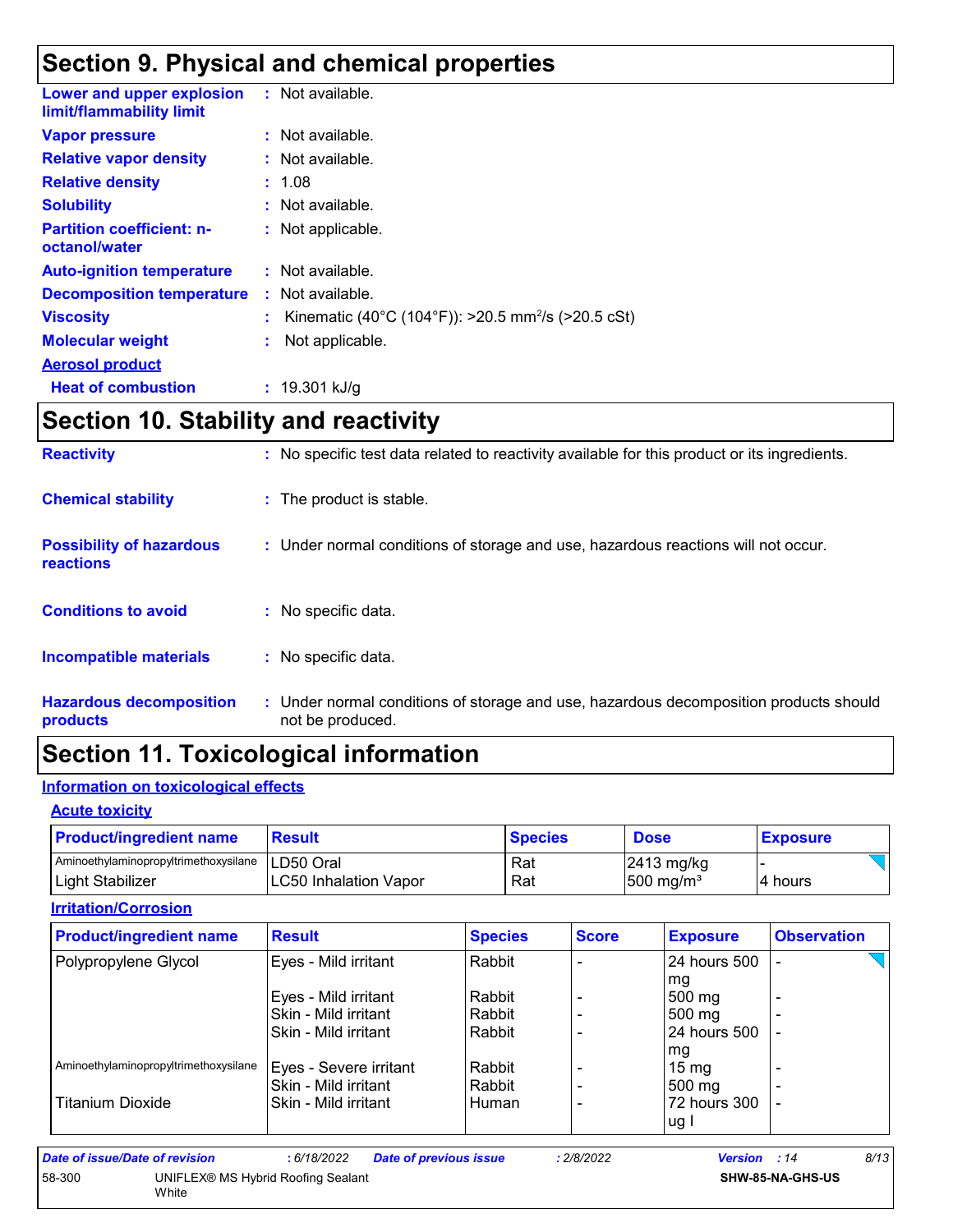# Section 9. Physical and chemical properties

**Lower and upper explosion limit/flammability limit** : Not available.

**Vapor pressure** : Not available.

**Relative vapor density** : Not available.

**Relative density** : 1.08

**Solubility** : Not available.

**Partition coefficient: n-octanol/water** : Not applicable.

**Auto-ignition temperature** : Not available.

**Decomposition temperature** : Not available.

**Viscosity** : Kinematic (40°C (104°F)): >20.5 $mm^2/s$ (>20.5 cSt)

**Molecular weight** : Not applicable.

**Aerosol product**

**Heat of combustion** : 19.301 kJ/g

# Section 10. Stability and reactivity

**Reactivity** : No specific test data related to reactivity available for this product or its ingredients.

**Chemical stability** : The product is stable.

**Possibility of hazardous reactions** : Under normal conditions of storage and use, hazardous reactions will not occur.

**Conditions to avoid** : No specific data.

**Incompatible materials** : No specific data.

**Hazardous decomposition products** : Under normal conditions of storage and use, hazardous decomposition products should not be produced.

# Section 11. Toxicological information

## Information on toxicological effects

### Acute toxicity

| Product/ingredient name | Result | Species | Dose | Exposure |
|---|---|---|---|---|
| Aminoethylaminopropyltrimethoxysilane | LD50 Oral | Rat | 2413 mg/kg | - |
| Light Stabilizer | LC50 Inhalation Vapor | Rat | 500 $mg/m^3$ | 4 hours |

### Irritation/Corrosion

| Product/ingredient name | Result | Species | Score | Exposure | Observation |
|---|---|---|---|---|---|
| Polypropylene Glycol | Eyes - Mild irritant | Rabbit | - | 24 hours 500 mg | - |
| | Eyes - Mild irritant | Rabbit | - | 500 mg | - |
| | Skin - Mild irritant | Rabbit | - | 500 mg | - |
| | Skin - Mild irritant | Rabbit | - | 24 hours 500 mg | - |
| Aminoethylaminopropyltrimethoxysilane | Eyes - Severe irritant | Rabbit | - | 15 mg | - |
| | Skin - Mild irritant | Rabbit | - | 500 mg | - |
| Titanium Dioxide | Skin - Mild irritant | Human | - | 72 hours 300 ug I | - |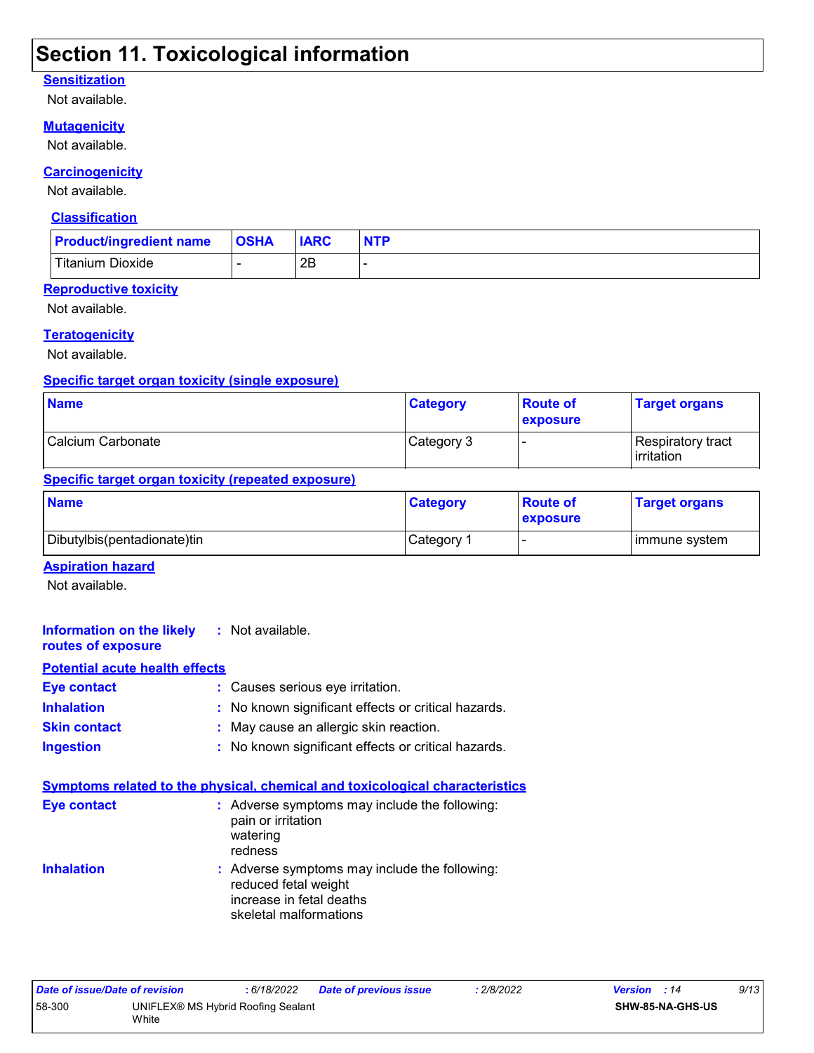# Section 11. Toxicological information

**Sensitization**

Not available.

**Mutagenicity**

Not available.

**Carcinogenicity**

Not available.

**Classification**

| Product/ingredient name | OSHA | IARC | NTP |
|---|---|---|---|
| Titanium Dioxide | - | 2B | - |

**Reproductive toxicity**

Not available.

**Teratogenicity**

Not available.

**Specific target organ toxicity (single exposure)**

| Name | Category | Route of exposure | Target organs |
|---|---|---|---|
| Calcium Carbonate | Category 3 | - | Respiratory tract irritation |

**Specific target organ toxicity (repeated exposure)**

| Name | Category | Route of exposure | Target organs |
|---|---|---|---|
| Dibutylbis(pentadionate)tin | Category 1 | - | immune system |

**Aspiration hazard**

Not available.

**Information on the likely routes of exposure** : Not available.

**Potential acute health effects**

**Eye contact** : Causes serious eye irritation.

**Inhalation** : No known significant effects or critical hazards.

**Skin contact** : May cause an allergic skin reaction.

**Ingestion** : No known significant effects or critical hazards.

**Symptoms related to the physical, chemical and toxicological characteristics**

**Eye contact** : Adverse symptoms may include the following:
pain or irritation
watering
redness

**Inhalation** : Adverse symptoms may include the following:
reduced fetal weight
increase in fetal deaths
skeletal malformations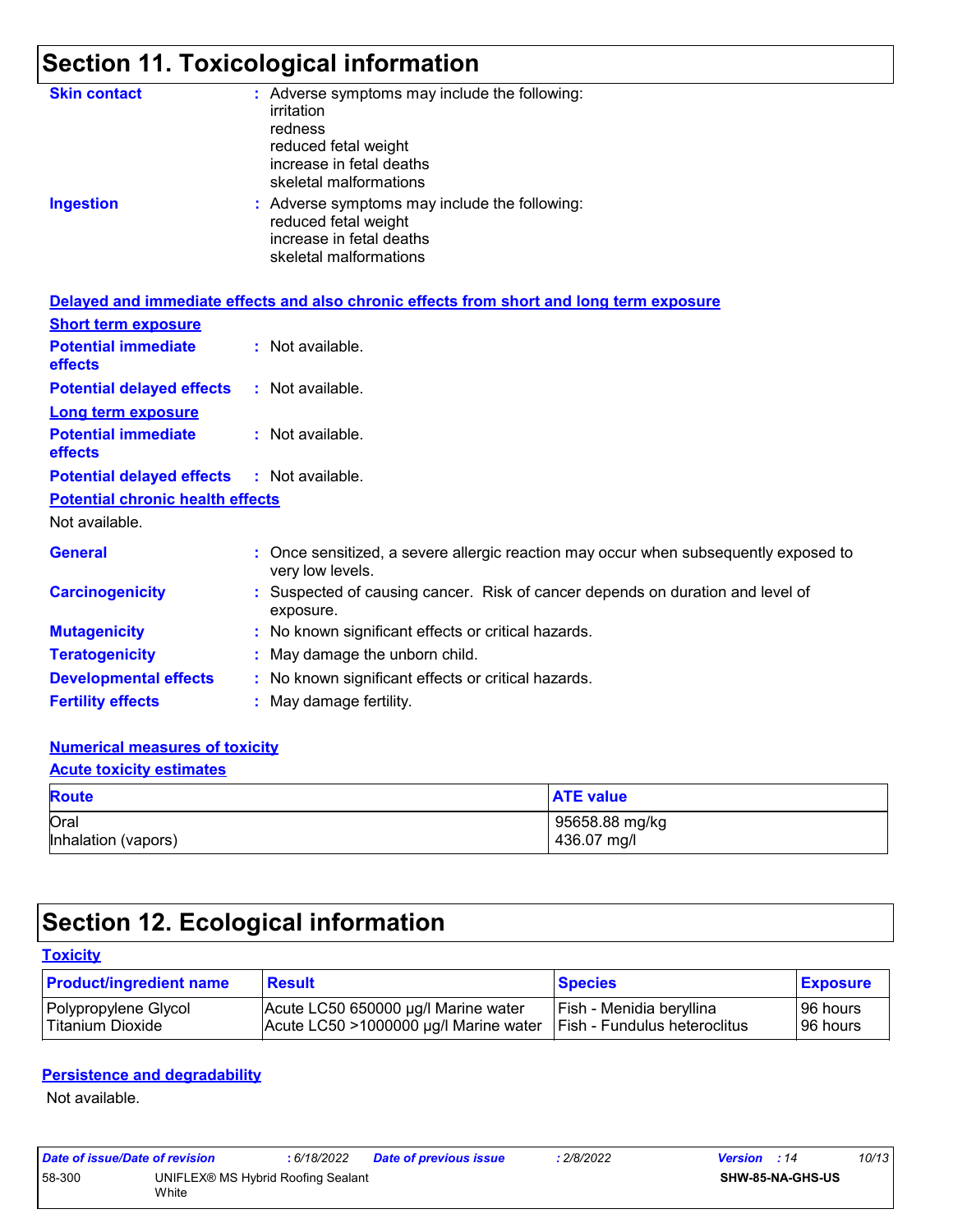# Section 11. Toxicological information

**Skin contact** : Adverse symptoms may include the following:
irritation
redness
reduced fetal weight
increase in fetal deaths
skeletal malformations

**Ingestion** : Adverse symptoms may include the following:
reduced fetal weight
increase in fetal deaths
skeletal malformations

**Delayed and immediate effects and also chronic effects from short and long term exposure**

**Short term exposure**

**Potential immediate effects** : Not available.

**Potential delayed effects** : Not available.

**Long term exposure**

**Potential immediate effects** : Not available.

**Potential delayed effects** : Not available.

**Potential chronic health effects**

Not available.

**General** : Once sensitized, a severe allergic reaction may occur when subsequently exposed to very low levels.

**Carcinogenicity** : Suspected of causing cancer. Risk of cancer depends on duration and level of exposure.

**Mutagenicity** : No known significant effects or critical hazards.

**Teratogenicity** : May damage the unborn child.

**Developmental effects** : No known significant effects or critical hazards.

**Fertility effects** : May damage fertility.

**Numerical measures of toxicity**

**Acute toxicity estimates**

| Route | ATE value |
|---|---|
| Oral | 95658.88 mg/kg |
| Inhalation (vapors) | 436.07 mg/l |

# Section 12. Ecological information

**Toxicity**

| Product/ingredient name | Result | Species | Exposure |
|---|---|---|---|
| Polypropylene Glycol | Acute LC50 650000 µg/l Marine water | Fish - Menidia beryllina | 96 hours |
| Titanium Dioxide | Acute LC50 >1000000 µg/l Marine water | Fish - Fundulus heteroclitus | 96 hours |

**Persistence and degradability**

Not available.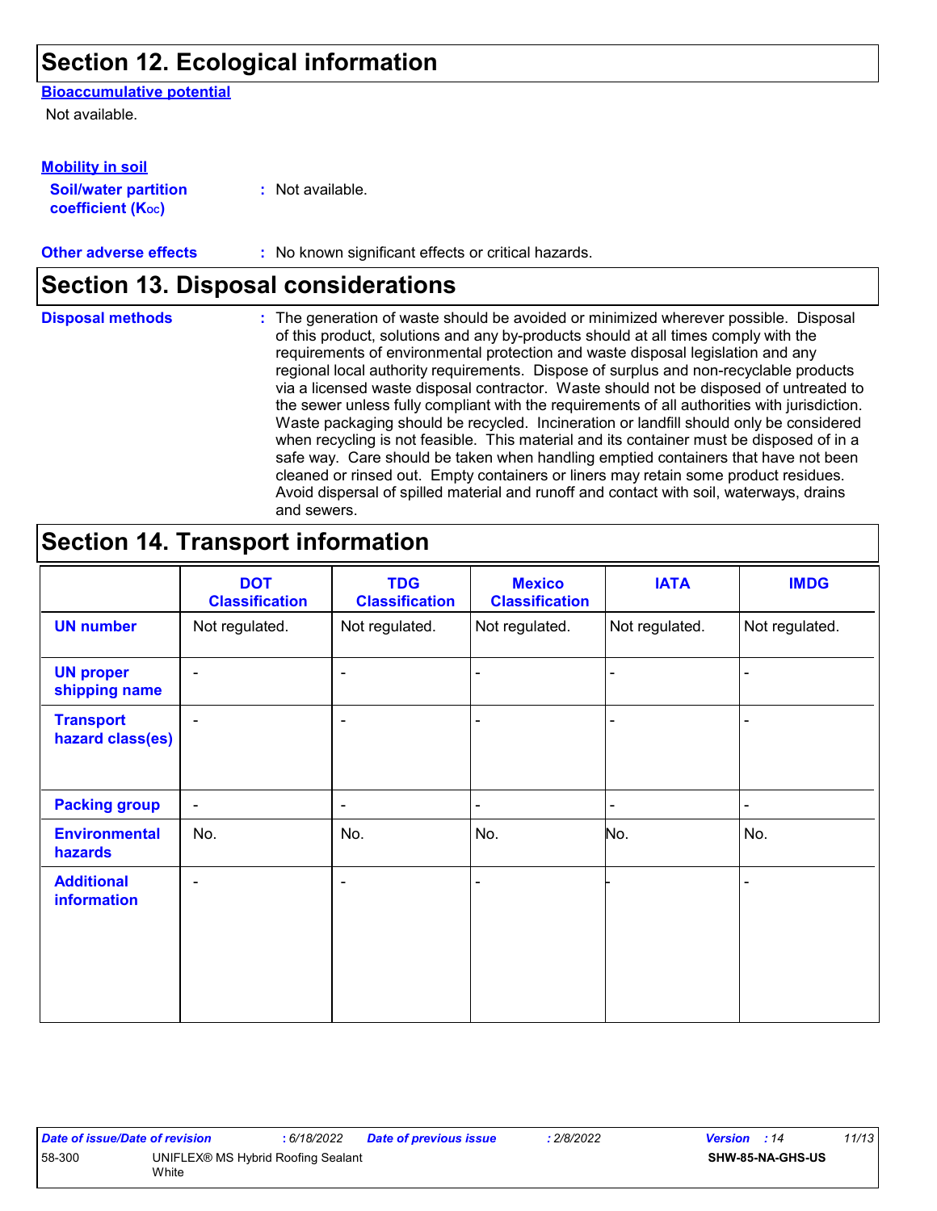## Section 12. Ecological information

### Bioaccumulative potential

Not available.

### Mobility in soil

**Soil/water partition coefficient ($K_{OC}$)** : Not available.

**Other adverse effects** : No known significant effects or critical hazards.

## Section 13. Disposal considerations

**Disposal methods** : The generation of waste should be avoided or minimized wherever possible. Disposal of this product, solutions and any by-products should at all times comply with the requirements of environmental protection and waste disposal legislation and any regional local authority requirements. Dispose of surplus and non-recyclable products via a licensed waste disposal contractor. Waste should not be disposed of untreated to the sewer unless fully compliant with the requirements of all authorities with jurisdiction. Waste packaging should be recycled. Incineration or landfill should only be considered when recycling is not feasible. This material and its container must be disposed of in a safe way. Care should be taken when handling emptied containers that have not been cleaned or rinsed out. Empty containers or liners may retain some product residues. Avoid dispersal of spilled material and runoff and contact with soil, waterways, drains and sewers.

## Section 14. Transport information

| | DOT Classification | TDG Classification | Mexico Classification | IATA | IMDG |
|---|---|---|---|---|---|
| **UN number** | Not regulated. | Not regulated. | Not regulated. | Not regulated. | Not regulated. |
| **UN proper shipping name** | - | - | - | - | - |
| **Transport hazard class(es)** | - | - | - | - | - |
| **Packing group** | - | - | - | - | - |
| **Environmental hazards** | No. | No. | No. | No. | No. |
| **Additional information** | - | - | - | - | - |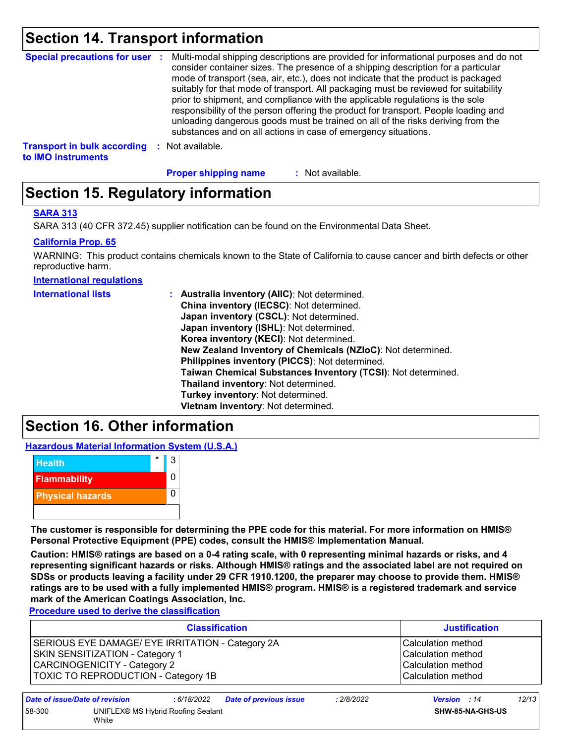## Section 14. Transport information

**Special precautions for user** : Multi-modal shipping descriptions are provided for informational purposes and do not consider container sizes. The presence of a shipping description for a particular mode of transport (sea, air, etc.), does not indicate that the product is packaged suitably for that mode of transport. All packaging must be reviewed for suitability prior to shipment, and compliance with the applicable regulations is the sole responsibility of the person offering the product for transport. People loading and unloading dangerous goods must be trained on all of the risks deriving from the substances and on all actions in case of emergency situations.

**Transport in bulk according to IMO instruments** : Not available.

**Proper shipping name** : Not available.

## Section 15. Regulatory information

**SARA 313**

SARA 313 (40 CFR 372.45) supplier notification can be found on the Environmental Data Sheet.

**California Prop. 65**

WARNING: This product contains chemicals known to the State of California to cause cancer and birth defects or other reproductive harm.

**International regulations**

**International lists** :
**Australia inventory (AIIC)**: Not determined.
**China inventory (IECSC)**: Not determined.
**Japan inventory (CSCL)**: Not determined.
**Japan inventory (ISHL)**: Not determined.
**Korea inventory (KECI)**: Not determined.
**New Zealand Inventory of Chemicals (NZIoC)**: Not determined.
**Philippines inventory (PICCS)**: Not determined.
**Taiwan Chemical Substances Inventory (TCSI)**: Not determined.
**Thailand inventory**: Not determined.
**Turkey inventory**: Not determined.
**Vietnam inventory**: Not determined.

## Section 16. Other information

**Hazardous Material Information System (U.S.A.)**

| | | |
|---|---|---|
| Health | * | 3 |
| Flammability | | 0 |
| Physical hazards | | 0 |
| | | |

**The customer is responsible for determining the PPE code for this material. For more information on HMIS® Personal Protective Equipment (PPE) codes, consult the HMIS® Implementation Manual.**

**Caution: HMIS® ratings are based on a 0-4 rating scale, with 0 representing minimal hazards or risks, and 4 representing significant hazards or risks. Although HMIS® ratings and the associated label are not required on SDSs or products leaving a facility under 29 CFR 1910.1200, the preparer may choose to provide them. HMIS® ratings are to be used with a fully implemented HMIS® program. HMIS® is a registered trademark and service mark of the American Coatings Association, Inc.**

**Procedure used to derive the classification**

| Classification | Justification |
|---|---|
| SERIOUS EYE DAMAGE/ EYE IRRITATION - Category 2A | Calculation method |
| SKIN SENSITIZATION - Category 1 | Calculation method |
| CARCINOGENICITY - Category 2 | Calculation method |
| TOXIC TO REPRODUCTION - Category 1B | Calculation method |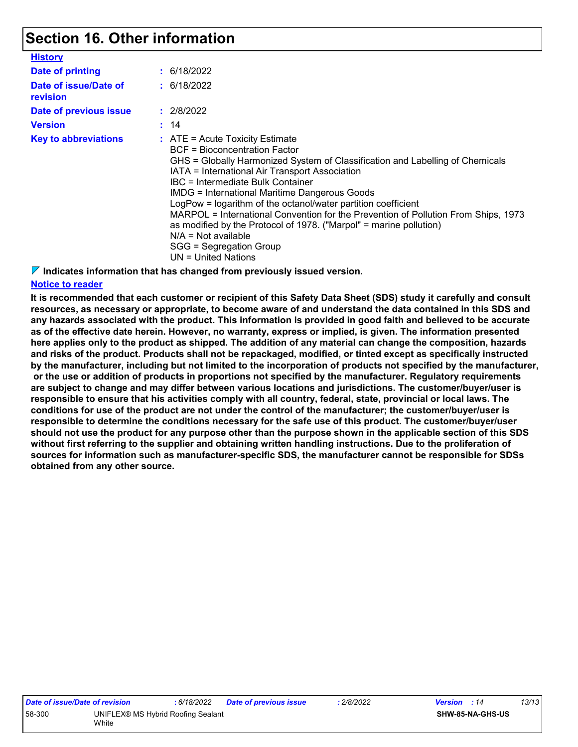# Section 16. Other information

**History**

| | | |
|---|---|---|
| **Date of printing** | : | 6/18/2022 |
| **Date of issue/Date of revision** | : | 6/18/2022 |
| **Date of previous issue** | : | 2/8/2022 |
| **Version** | : | 14 |
| **Key to abbreviations** | : | ATE = Acute Toxicity Estimate<br>BCF = Bioconcentration Factor<br>GHS = Globally Harmonized System of Classification and Labelling of Chemicals<br>IATA = International Air Transport Association<br>IBC = Intermediate Bulk Container<br>IMDG = International Maritime Dangerous Goods<br>LogPow = logarithm of the octanol/water partition coefficient<br>MARPOL = International Convention for the Prevention of Pollution From Ships, 1973 as modified by the Protocol of 1978. ("Marpol" = marine pollution)<br>N/A = Not available<br>SGG = Segregation Group<br>UN = United Nations |

**Indicates information that has changed from previously issued version.**

**Notice to reader**

**It is recommended that each customer or recipient of this Safety Data Sheet (SDS) study it carefully and consult resources, as necessary or appropriate, to become aware of and understand the data contained in this SDS and any hazards associated with the product. This information is provided in good faith and believed to be accurate as of the effective date herein. However, no warranty, express or implied, is given. The information presented here applies only to the product as shipped. The addition of any material can change the composition, hazards and risks of the product. Products shall not be repackaged, modified, or tinted except as specifically instructed by the manufacturer, including but not limited to the incorporation of products not specified by the manufacturer, or the use or addition of products in proportions not specified by the manufacturer. Regulatory requirements are subject to change and may differ between various locations and jurisdictions. The customer/buyer/user is responsible to ensure that his activities comply with all country, federal, state, provincial or local laws. The conditions for use of the product are not under the control of the manufacturer; the customer/buyer/user is responsible to determine the conditions necessary for the safe use of this product. The customer/buyer/user should not use the product for any purpose other than the purpose shown in the applicable section of this SDS without first referring to the supplier and obtaining written handling instructions. Due to the proliferation of sources for information such as manufacturer-specific SDS, the manufacturer cannot be responsible for SDSs obtained from any other source.**